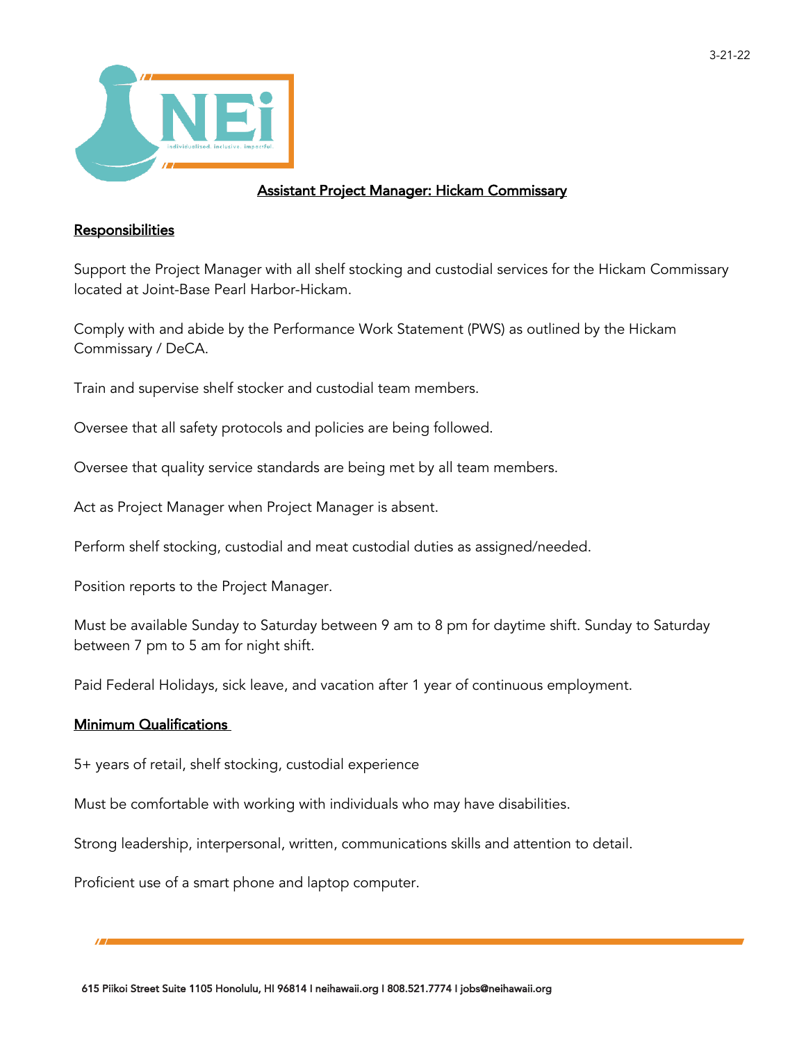3-21-22

NEi

individualized. inclusive. impactful.

# Assistant Project Manager: Hickam Commissary

## Responsibilities

Support the Project Manager with all shelf stocking and custodial services for the Hickam Commissary located at Joint-Base Pearl Harbor-Hickam.

Comply with and abide by the Performance Work Statement (PWS) as outlined by the Hickam Commissary / DeCA.

Train and supervise shelf stocker and custodial team members.

Oversee that all safety protocols and policies are being followed.

Oversee that quality service standards are being met by all team members.

Act as Project Manager when Project Manager is absent.

Perform shelf stocking, custodial and meat custodial duties as assigned/needed.

Position reports to the Project Manager.

Must be available Sunday to Saturday between 9 am to 8 pm for daytime shift. Sunday to Saturday between 7 pm to 5 am for night shift.

Paid Federal Holidays, sick leave, and vacation after 1 year of continuous employment.

## Minimum Qualifications

5+ years of retail, shelf stocking, custodial experience

Must be comfortable with working with individuals who may have disabilities.

Strong leadership, interpersonal, written, communications skills and attention to detail.

Proficient use of a smart phone and laptop computer.

615 Piikoi Street Suite 1105 Honolulu, HI 96814 I neihawaii.org I 808.521.7774 I jobs@neihawaii.org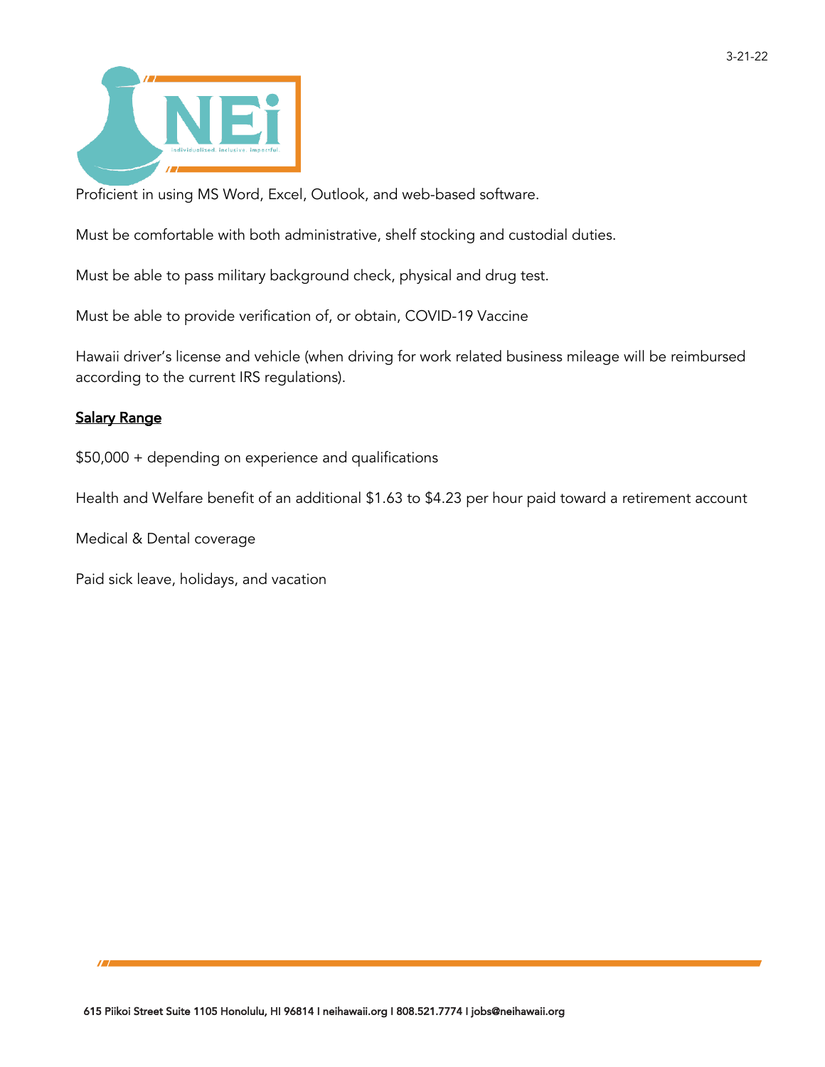Proficient in using MS Word, Excel, Outlook, and web-based software.

Must be comfortable with both administrative, shelf stocking and custodial duties.

Must be able to pass military background check, physical and drug test.

Must be able to provide verification of, or obtain, COVID-19 Vaccine

Hawaii driver's license and vehicle (when driving for work related business mileage will be reimbursed according to the current IRS regulations).

**Salary Range**

$50,000 + depending on experience and qualifications

Health and Welfare benefit of an additional $1.63 to $4.23 per hour paid toward a retirement account

Medical & Dental coverage

Paid sick leave, holidays, and vacation